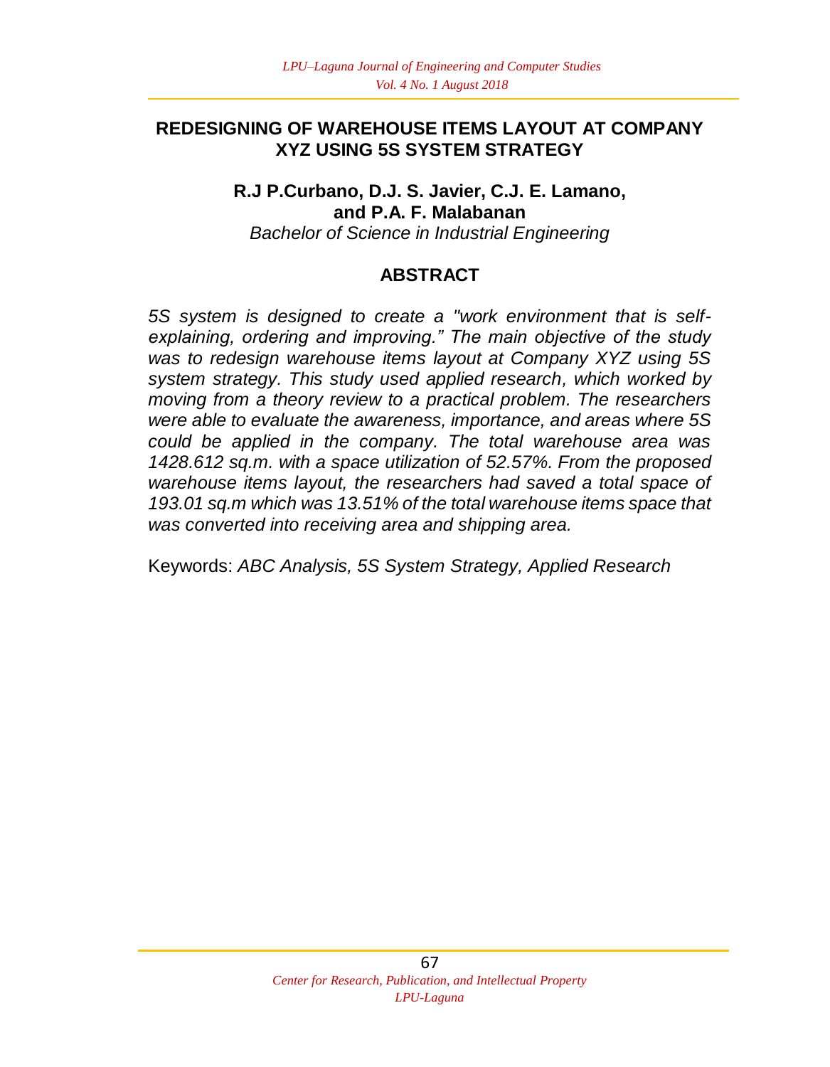# REDESIGNING OF WAREHOUSE ITEMS LAYOUT AT COMPANY XYZ USING 5S SYSTEM STRATEGY

**R.J P.Curbano, D.J. S. Javier, C.J. E. Lamano, and P.A. F. Malabanan**

*Bachelor of Science in Industrial Engineering*

## ABSTRACT

*5S system is designed to create a "work environment that is self-explaining, ordering and improving." The main objective of the study was to redesign warehouse items layout at Company XYZ using 5S system strategy. This study used applied research, which worked by moving from a theory review to a practical problem. The researchers were able to evaluate the awareness, importance, and areas where 5S could be applied in the company. The total warehouse area was 1428.612 sq.m. with a space utilization of 52.57%. From the proposed warehouse items layout, the researchers had saved a total space of 193.01 sq.m which was 13.51% of the total warehouse items space that was converted into receiving area and shipping area.*

Keywords: *ABC Analysis, 5S System Strategy, Applied Research*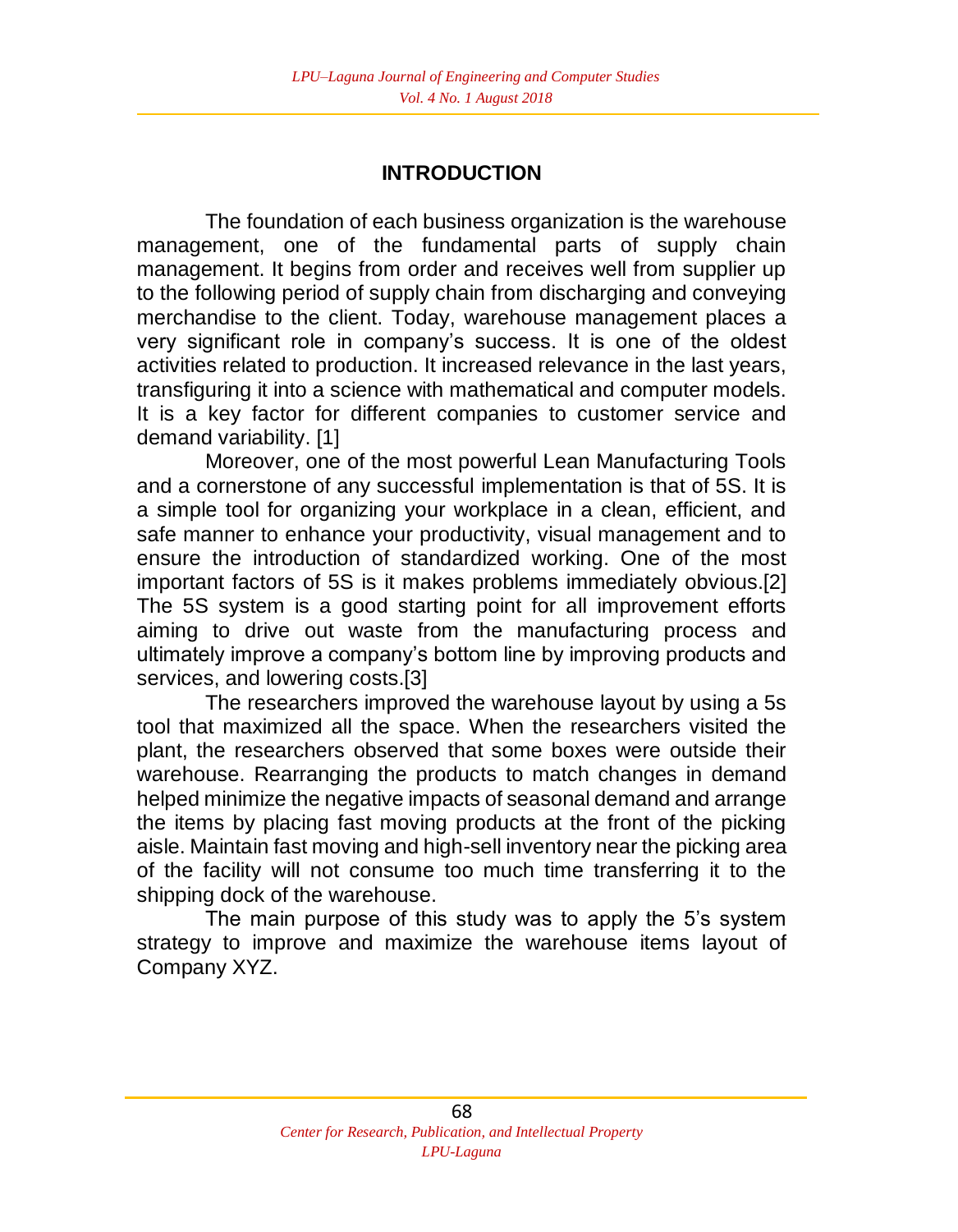## INTRODUCTION

The foundation of each business organization is the warehouse management, one of the fundamental parts of supply chain management. It begins from order and receives well from supplier up to the following period of supply chain from discharging and conveying merchandise to the client. Today, warehouse management places a very significant role in company's success. It is one of the oldest activities related to production. It increased relevance in the last years, transfiguring it into a science with mathematical and computer models. It is a key factor for different companies to customer service and demand variability. [1]

Moreover, one of the most powerful Lean Manufacturing Tools and a cornerstone of any successful implementation is that of 5S. It is a simple tool for organizing your workplace in a clean, efficient, and safe manner to enhance your productivity, visual management and to ensure the introduction of standardized working. One of the most important factors of 5S is it makes problems immediately obvious.[2] The 5S system is a good starting point for all improvement efforts aiming to drive out waste from the manufacturing process and ultimately improve a company's bottom line by improving products and services, and lowering costs.[3]

The researchers improved the warehouse layout by using a 5s tool that maximized all the space. When the researchers visited the plant, the researchers observed that some boxes were outside their warehouse. Rearranging the products to match changes in demand helped minimize the negative impacts of seasonal demand and arrange the items by placing fast moving products at the front of the picking aisle. Maintain fast moving and high-sell inventory near the picking area of the facility will not consume too much time transferring it to the shipping dock of the warehouse.

The main purpose of this study was to apply the 5's system strategy to improve and maximize the warehouse items layout of Company XYZ.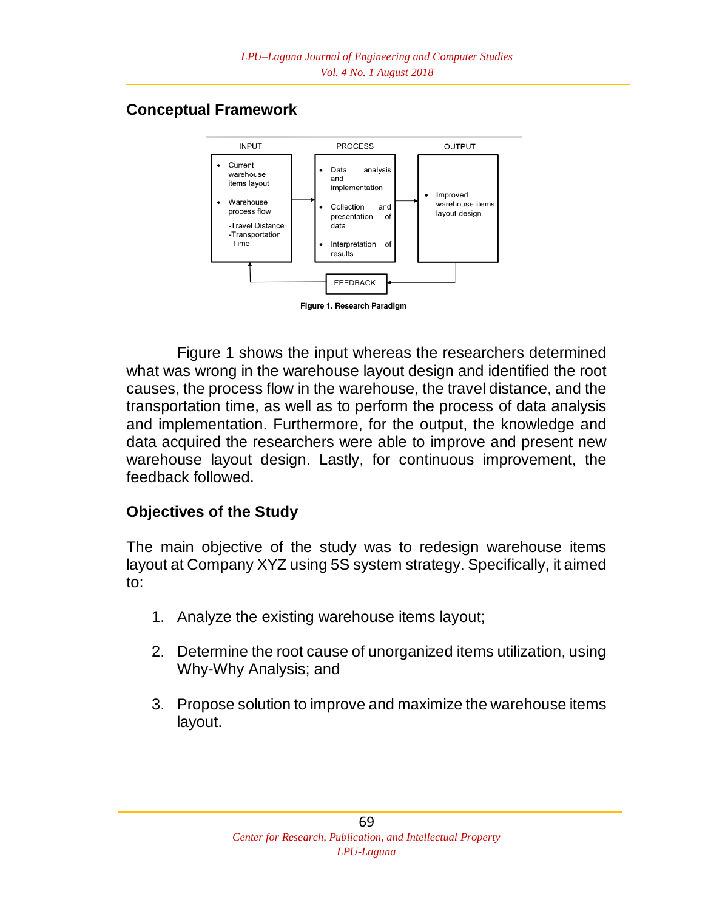## Conceptual Framework

| INPUT | PROCESS | OUTPUT |
| --- | --- | --- |
| • Current warehouse items layout<br>• Warehouse process flow<br>-Travel Distance<br>-Transportation Time | • Data analysis and implementation<br>• Collection and presentation of data<br>• Interpretation of results | • Improved warehouse items layout design |

FEEDBACK

**Figure 1. Research Paradigm**

Figure 1 shows the input whereas the researchers determined what was wrong in the warehouse layout design and identified the root causes, the process flow in the warehouse, the travel distance, and the transportation time, as well as to perform the process of data analysis and implementation. Furthermore, for the output, the knowledge and data acquired the researchers were able to improve and present new warehouse layout design. Lastly, for continuous improvement, the feedback followed.

## Objectives of the Study

The main objective of the study was to redesign warehouse items layout at Company XYZ using 5S system strategy. Specifically, it aimed to:

1. Analyze the existing warehouse items layout;
2. Determine the root cause of unorganized items utilization, using Why-Why Analysis; and
3. Propose solution to improve and maximize the warehouse items layout.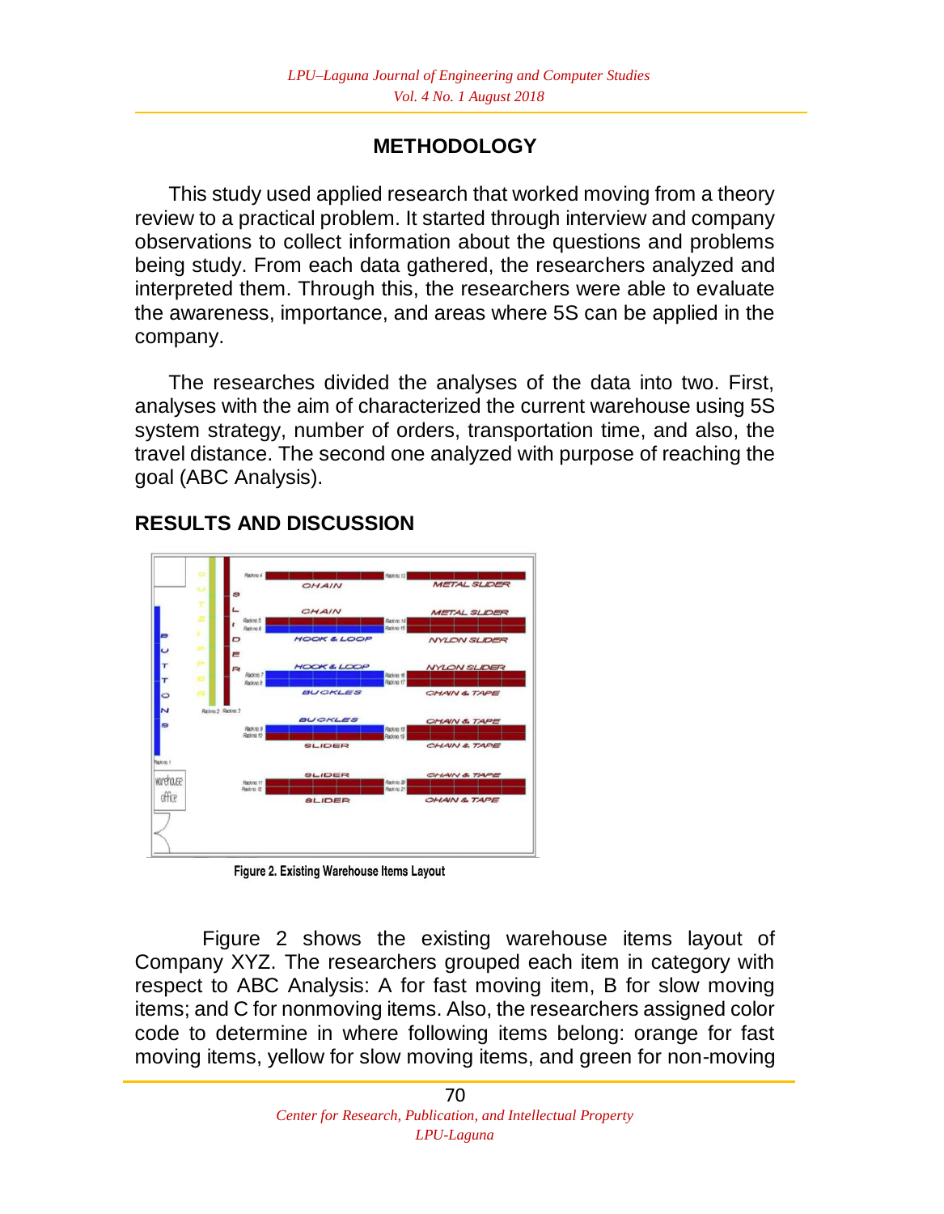## METHODOLOGY

This study used applied research that worked moving from a theory review to a practical problem. It started through interview and company observations to collect information about the questions and problems being study. From each data gathered, the researchers analyzed and interpreted them. Through this, the researchers were able to evaluate the awareness, importance, and areas where 5S can be applied in the company.

The researches divided the analyses of the data into two. First, analyses with the aim of characterized the current warehouse using 5S system strategy, number of orders, transportation time, and also, the travel distance. The second one analyzed with purpose of reaching the goal (ABC Analysis).

## RESULTS AND DISCUSSION

Figure 2. Existing Warehouse Items Layout

Figure 2 shows the existing warehouse items layout of Company XYZ. The researchers grouped each item in category with respect to ABC Analysis: A for fast moving item, B for slow moving items; and C for nonmoving items. Also, the researchers assigned color code to determine in where following items belong: orange for fast moving items, yellow for slow moving items, and green for non-moving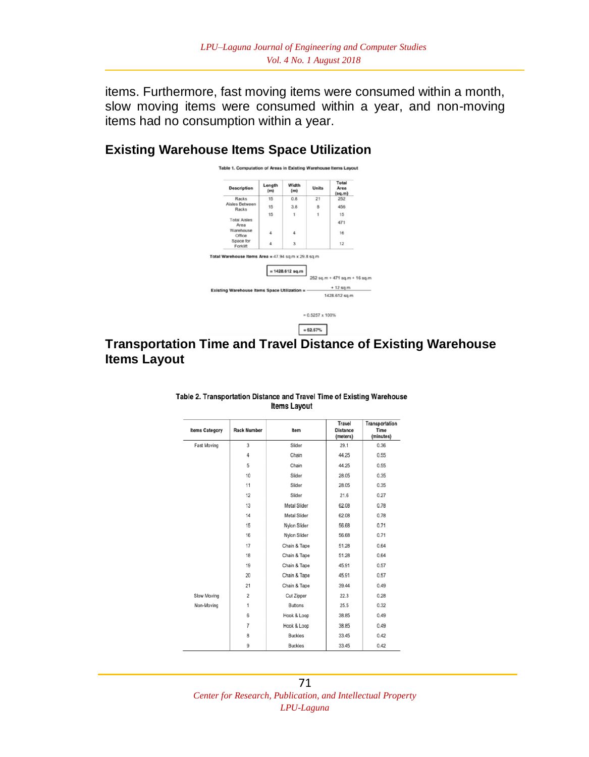items. Furthermore, fast moving items were consumed within a month, slow moving items were consumed within a year, and non-moving items had no consumption within a year.

## Existing Warehouse Items Space Utilization

**Table 1. Computation of Areas in Existing Warehouse Items Layout**

| Description | Length (m) | Width (m) | Units | Total Area (sq.m) |
|---|---|---|---|---|
| Racks | 15 | 0.8 | 21 | 252 |
| Aisles Between Racks | 15 | 3.8 | 8 | 456 |
| | 15 | 1 | 1 | 15 |
| Total Aisles Area | | | | 471 |
| Warehouse Office | 4 | 4 | | 16 |
| Space for Forklift | 4 | 3 | | 12 |

**Total Warehouse Items Area** = 47.94 sq.m x 29.8 sq.m

$$= 1428.612 \text{ sq.m}$$

$$\text{Existing Warehouse Items Space Utilization} = \frac{252 \text{ sq.m} + 471 \text{ sq.m} + 16 \text{ sq.m} + 12 \text{ sq.m}}{1428.612 \text{ sq.m}}$$

$$= 0.5257 \times 100\%$$

$$= 52.57\%$$

## Transportation Time and Travel Distance of Existing Warehouse Items Layout

**Table 2. Transportation Distance and Travel Time of Existing Warehouse Items Layout**

| Items Category | Rack Number | Item | Travel Distance (meters) | Transportation Time (minutes) |
|---|---|---|---|---|
| Fast Moving | 3 | Slider | 29.1 | 0.36 |
| | 4 | Chain | 44.25 | 0.55 |
| | 5 | Chain | 44.25 | 0.55 |
| | 10 | Slider | 28.05 | 0.35 |
| | 11 | Slider | 28.05 | 0.35 |
| | 12 | Slider | 21.6 | 0.27 |
| | 13 | Metal Slider | 62.08 | 0.78 |
| | 14 | Metal Slider | 62.08 | 0.78 |
| | 15 | Nylon Slider | 56.68 | 0.71 |
| | 16 | Nylon Slider | 56.68 | 0.71 |
| | 17 | Chain & Tape | 51.28 | 0.64 |
| | 18 | Chain & Tape | 51.28 | 0.64 |
| | 19 | Chain & Tape | 45.91 | 0.57 |
| | 20 | Chain & Tape | 45.91 | 0.57 |
| | 21 | Chain & Tape | 39.44 | 0.49 |
| Slow Moving | 2 | Cut Zipper | 22.3 | 0.28 |
| Non-Moving | 1 | Buttons | 25.5 | 0.32 |
| | 6 | Hook & Loop | 38.85 | 0.49 |
| | 7 | Hook & Loop | 38.85 | 0.49 |
| | 8 | Buckles | 33.45 | 0.42 |
| | 9 | Buckles | 33.45 | 0.42 |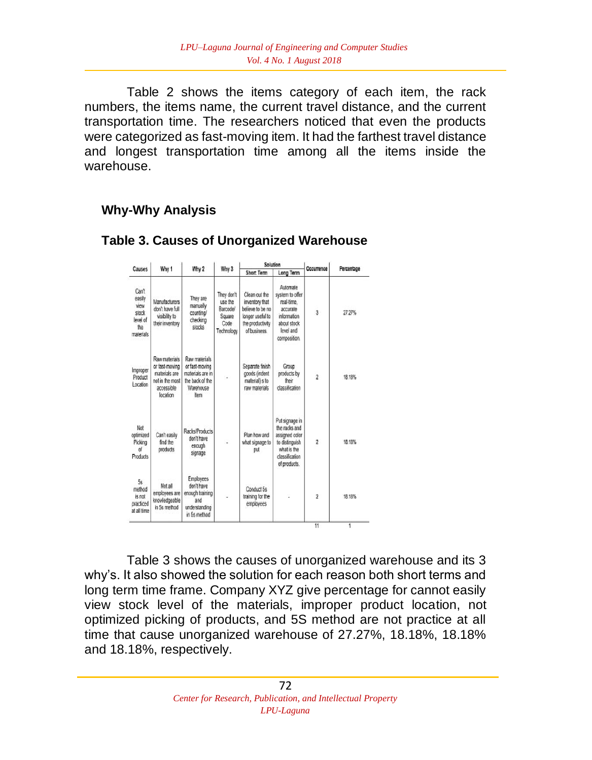Table 2 shows the items category of each item, the rack numbers, the items name, the current travel distance, and the current transportation time. The researchers noticed that even the products were categorized as fast-moving item. It had the farthest travel distance and longest transportation time among all the items inside the warehouse.

## Why-Why Analysis

### Table 3. Causes of Unorganized Warehouse

| Causes | Why 1 | Why 2 | Why 3 | Solution | | Occurrence | Percentage |
|---|---|---|---|---|---|---|---|
| | | | | Short Term | Long Term | | |
| Can't easily view stock level of the materials | Manufacturers don't have full visibility to their inventory | They are manually counting/ checking stocks | They don't use the Barcode/ Square Code Technology | Clean out the inventory that believe to be no longer useful to the productivity of business. | Automate system to offer real-time, accurate information about stock level and composition. | 3 | 27.27% |
| Improper Product Location | Raw materials or fast-moving materials are not in the most accessible location | Raw materials or fast-moving materials are in the back of the Warehouse Item | - | Separate finish goods (indent material) s to raw materials | Group products by their classification | 2 | 18.18% |
| Not optimized Picking of Products | Can't easily find the products | Racks/Products don't have enough signage | - | Plan how and what signage to put | Put signage in the racks and assigned color to distinguish what is the classification of products. | 2 | 18.18% |
| 5s method is not practiced at all time | Not all employees are knowledgeable in 5s method | Employees don't have enough training and understanding in 5s method | - | Conduct 5s training for the employees | - | 2 | 18.18% |
| | | | | | | 11 | 1 |

Table 3 shows the causes of unorganized warehouse and its 3 why's. It also showed the solution for each reason both short terms and long term time frame. Company XYZ give percentage for cannot easily view stock level of the materials, improper product location, not optimized picking of products, and 5S method are not practice at all time that cause unorganized warehouse of 27.27%, 18.18%, 18.18% and 18.18%, respectively.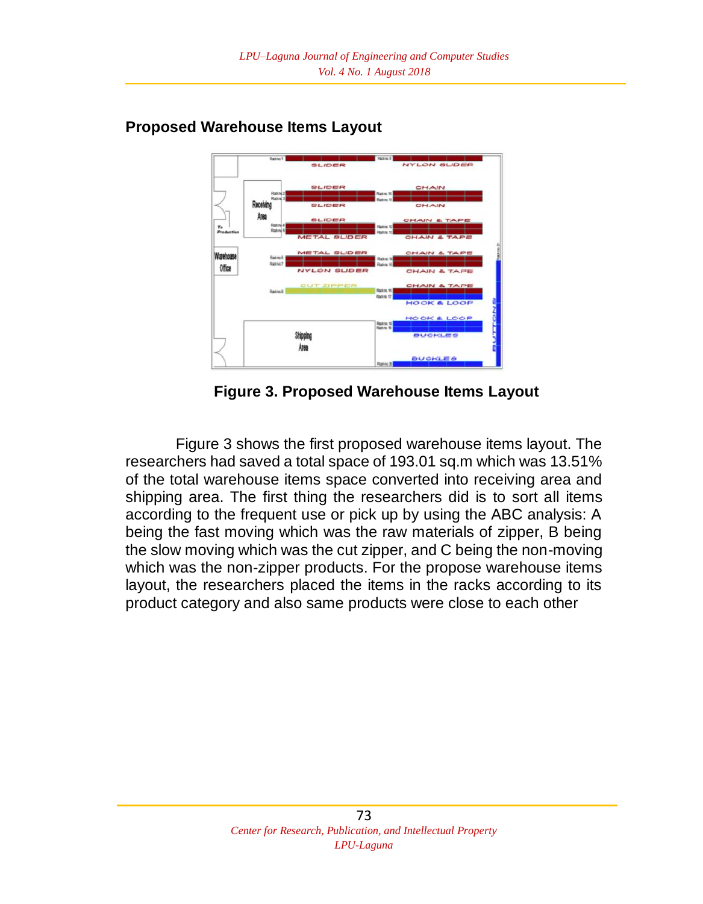## Proposed Warehouse Items Layout

**Figure 3. Proposed Warehouse Items Layout**

Figure 3 shows the first proposed warehouse items layout. The researchers had saved a total space of 193.01 sq.m which was 13.51% of the total warehouse items space converted into receiving area and shipping area. The first thing the researchers did is to sort all items according to the frequent use or pick up by using the ABC analysis: A being the fast moving which was the raw materials of zipper, B being the slow moving which was the cut zipper, and C being the non-moving which was the non-zipper products. For the propose warehouse items layout, the researchers placed the items in the racks according to its product category and also same products were close to each other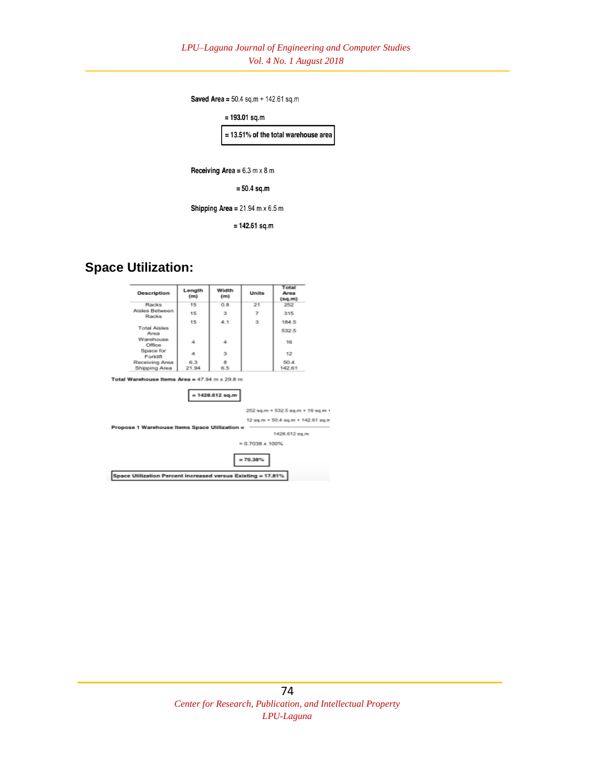**Saved Area =** 50.4 sq.m + 142.61 sq.m

**= 193.01 sq.m**

**= 13.51% of the total warehouse area**

**Receiving Area =** 6.3 m x 8 m

**= 50.4 sq.m**

**Shipping Area =** 21.94 m x 6.5 m

**= 142.61 sq.m**

## Space Utilization:

| Description | Length (m) | Width (m) | Units | Total Area (sq.m) |
|---|---|---|---|---|
| Racks | 15 | 0.8 | 21 | 252 |
| Aisles Between Racks | 15 | 3 | 7 | 315 |
| | 15 | 4.1 | 3 | 184.5 |
| Total Aisles Area | | | | 532.5 |
| Warehouse Office | 4 | 4 | | 16 |
| Space for Forklift | 4 | 3 | | 12 |
| Receiving Area | 6.3 | 8 | | 50.4 |
| Shipping Area | 21.94 | 6.5 | | 142.61 |

**Total Warehouse Items Area =** 47.94 m x 29.8 m

**= 1428.612 sq.m**

$$\textbf{Propose 1 Warehouse Items Space Utilization} = \frac{252\text{ sq.m} + 532.5\text{ sq.m} + 16\text{ sq.m} + 12\text{ sq.m} + 50.4\text{ sq.m} + 142.61\text{ sq.m}}{1428.612\text{ sq.m}}$$

= 0.7038 x 100%

**= 70.38%**

**Space Utilization Percent increased versus Existing = 17.81%**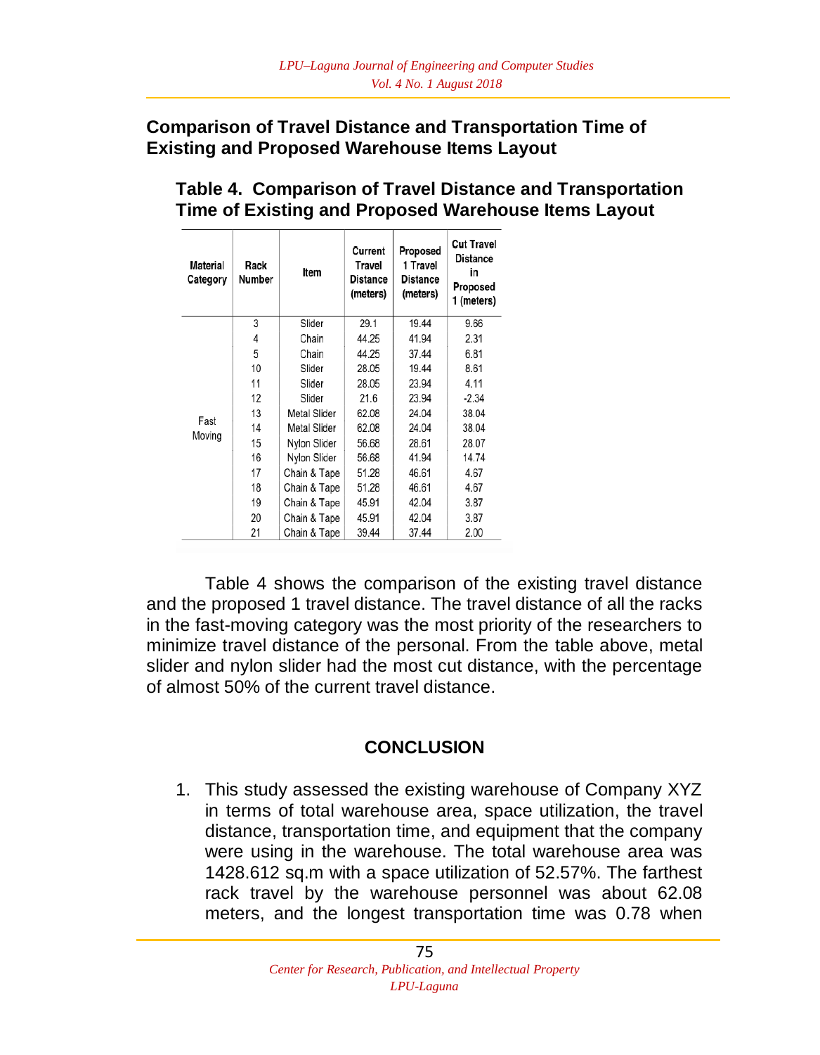## Comparison of Travel Distance and Transportation Time of Existing and Proposed Warehouse Items Layout

**Table 4. Comparison of Travel Distance and Transportation Time of Existing and Proposed Warehouse Items Layout**

| Material Category | Rack Number | Item | Current Travel Distance (meters) | Proposed 1 Travel Distance (meters) | Cut Travel Distance in Proposed 1 (meters) |
|---|---|---|---|---|---|
| Fast Moving | 3 | Slider | 29.1 | 19.44 | 9.66 |
| | 4 | Chain | 44.25 | 41.94 | 2.31 |
| | 5 | Chain | 44.25 | 37.44 | 6.81 |
| | 10 | Slider | 28.05 | 19.44 | 8.61 |
| | 11 | Slider | 28.05 | 23.94 | 4.11 |
| | 12 | Slider | 21.6 | 23.94 | -2.34 |
| | 13 | Metal Slider | 62.08 | 24.04 | 38.04 |
| | 14 | Metal Slider | 62.08 | 24.04 | 38.04 |
| | 15 | Nylon Slider | 56.68 | 28.61 | 28.07 |
| | 16 | Nylon Slider | 56.68 | 41.94 | 14.74 |
| | 17 | Chain & Tape | 51.28 | 46.61 | 4.67 |
| | 18 | Chain & Tape | 51.28 | 46.61 | 4.67 |
| | 19 | Chain & Tape | 45.91 | 42.04 | 3.87 |
| | 20 | Chain & Tape | 45.91 | 42.04 | 3.87 |
| | 21 | Chain & Tape | 39.44 | 37.44 | 2.00 |

Table 4 shows the comparison of the existing travel distance and the proposed 1 travel distance. The travel distance of all the racks in the fast-moving category was the most priority of the researchers to minimize travel distance of the personal. From the table above, metal slider and nylon slider had the most cut distance, with the percentage of almost 50% of the current travel distance.

## CONCLUSION

1. This study assessed the existing warehouse of Company XYZ in terms of total warehouse area, space utilization, the travel distance, transportation time, and equipment that the company were using in the warehouse. The total warehouse area was 1428.612 sq.m with a space utilization of 52.57%. The farthest rack travel by the warehouse personnel was about 62.08 meters, and the longest transportation time was 0.78 when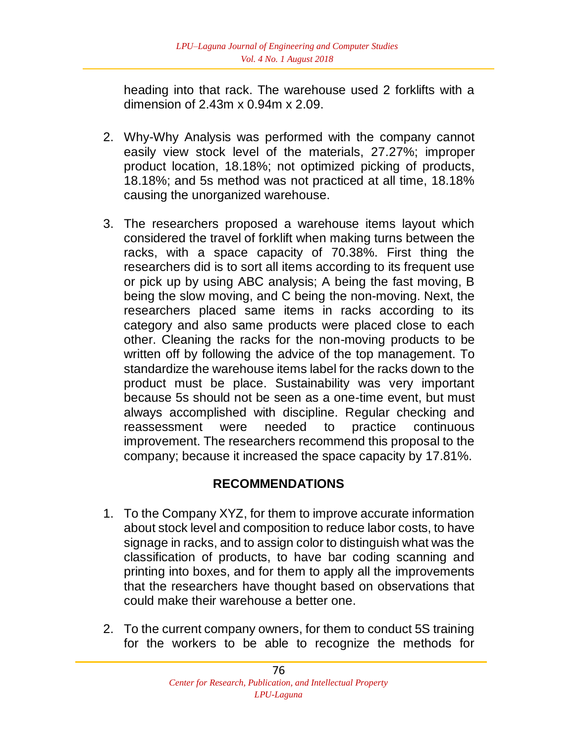heading into that rack. The warehouse used 2 forklifts with a dimension of 2.43m x 0.94m x 2.09.

2. Why-Why Analysis was performed with the company cannot easily view stock level of the materials, 27.27%; improper product location, 18.18%; not optimized picking of products, 18.18%; and 5s method was not practiced at all time, 18.18% causing the unorganized warehouse.

3. The researchers proposed a warehouse items layout which considered the travel of forklift when making turns between the racks, with a space capacity of 70.38%. First thing the researchers did is to sort all items according to its frequent use or pick up by using ABC analysis; A being the fast moving, B being the slow moving, and C being the non-moving. Next, the researchers placed same items in racks according to its category and also same products were placed close to each other. Cleaning the racks for the non-moving products to be written off by following the advice of the top management. To standardize the warehouse items label for the racks down to the product must be place. Sustainability was very important because 5s should not be seen as a one-time event, but must always accomplished with discipline. Regular checking and reassessment were needed to practice continuous improvement. The researchers recommend this proposal to the company; because it increased the space capacity by 17.81%.

## RECOMMENDATIONS

1. To the Company XYZ, for them to improve accurate information about stock level and composition to reduce labor costs, to have signage in racks, and to assign color to distinguish what was the classification of products, to have bar coding scanning and printing into boxes, and for them to apply all the improvements that the researchers have thought based on observations that could make their warehouse a better one.

2. To the current company owners, for them to conduct 5S training for the workers to be able to recognize the methods for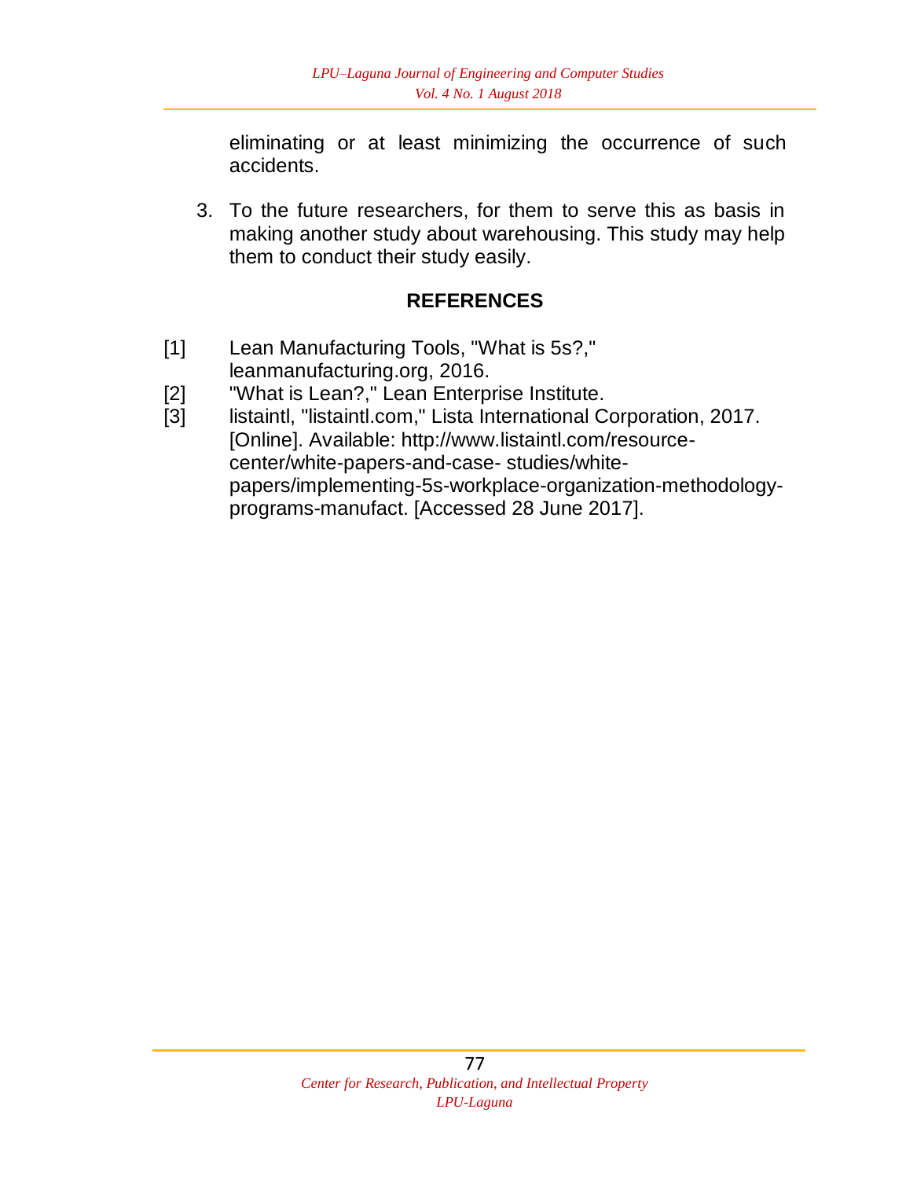eliminating or at least minimizing the occurrence of such accidents.

3. To the future researchers, for them to serve this as basis in making another study about warehousing. This study may help them to conduct their study easily.

## REFERENCES

[1] Lean Manufacturing Tools, "What is 5s?," leanmanufacturing.org, 2016.

[2] "What is Lean?," Lean Enterprise Institute.

[3] listaintl, "listaintl.com," Lista International Corporation, 2017. [Online]. Available: http://www.listaintl.com/resource-center/white-papers-and-case- studies/white-papers/implementing-5s-workplace-organization-methodology-programs-manufact. [Accessed 28 June 2017].